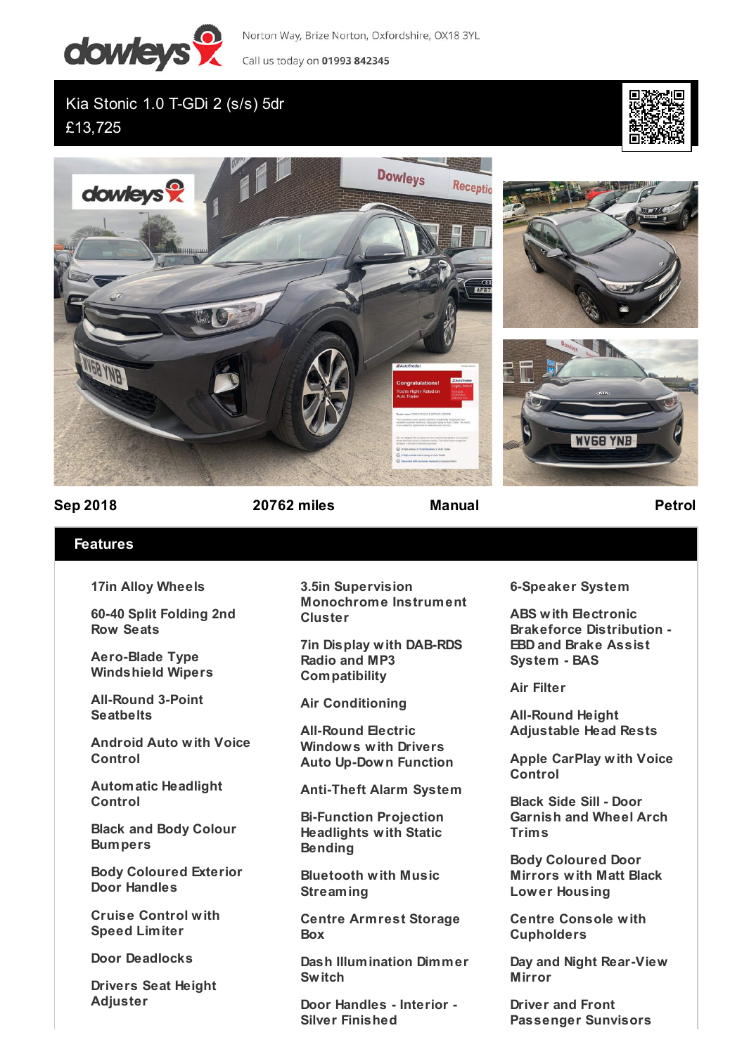Norton Way, Brize Norton, Oxfordshire, OX18 3YL

Call us today on **01993 842345**

# Kia Stonic 1.0 T-GDi 2 (s/s) 5dr

£13,725

**Sep 2018** | **20762 miles** | **Manual** | **Petrol**

## Features

- 17in Alloy Wheels
- 60-40 Split Folding 2nd Row Seats
- Aero-Blade Type Windshield Wipers
- All-Round 3-Point Seatbelts
- Android Auto with Voice Control
- Automatic Headlight Control
- Black and Body Colour Bumpers
- Body Coloured Exterior Door Handles
- Cruise Control with Speed Limiter
- Door Deadlocks
- Drivers Seat Height Adjuster
- 3.5in Supervision Monochrome Instrument Cluster
- 7in Display with DAB-RDS Radio and MP3 Compatibility
- Air Conditioning
- All-Round Electric Windows with Drivers Auto Up-Down Function
- Anti-Theft Alarm System
- Bi-Function Projection Headlights with Static Bending
- Bluetooth with Music Streaming
- Centre Armrest Storage Box
- Dash Illumination Dimmer Switch
- Door Handles - Interior - Silver Finished
- 6-Speaker System
- ABS with Electronic Brakeforce Distribution - EBD and Brake Assist System - BAS
- Air Filter
- All-Round Height Adjustable Head Rests
- Apple CarPlay with Voice Control
- Black Side Sill - Door Garnish and Wheel Arch Trims
- Body Coloured Door Mirrors with Matt Black Lower Housing
- Centre Console with Cupholders
- Day and Night Rear-View Mirror
- Driver and Front Passenger Sunvisors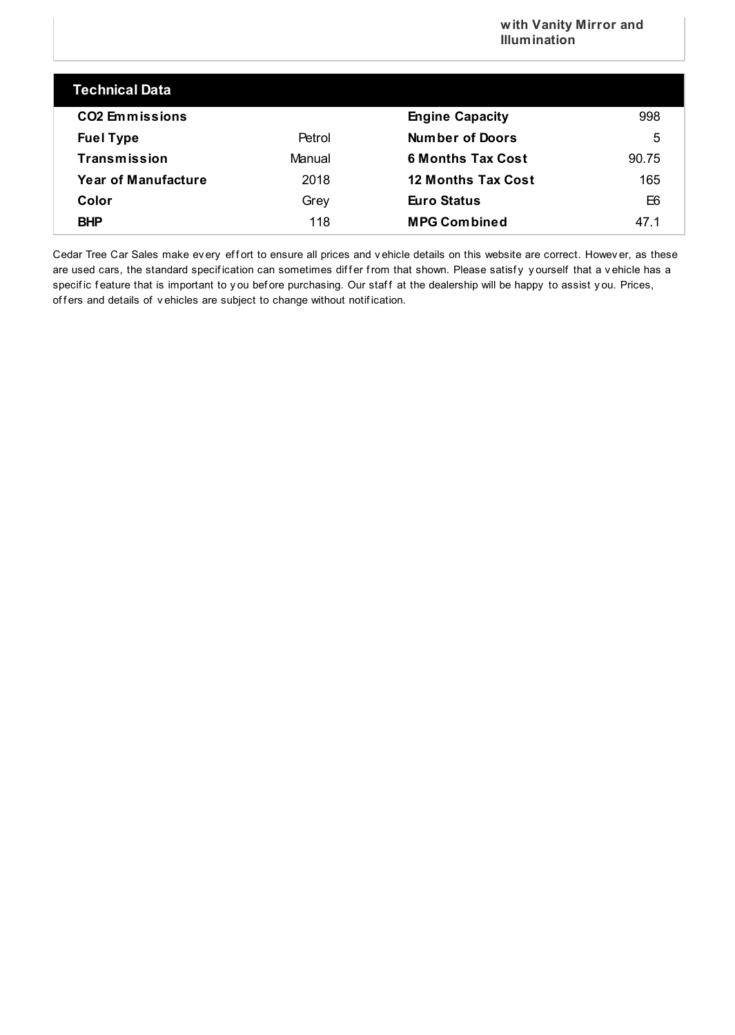with Vanity Mirror and Illumination

## Technical Data

| | | | |
|---|---|---|---|
| **CO2 Emmissions** | | **Engine Capacity** | 998 |
| **Fuel Type** | Petrol | **Number of Doors** | 5 |
| **Transmission** | Manual | **6 Months Tax Cost** | 90.75 |
| **Year of Manufacture** | 2018 | **12 Months Tax Cost** | 165 |
| **Color** | Grey | **Euro Status** | E6 |
| **BHP** | 118 | **MPG Combined** | 47.1 |

Cedar Tree Car Sales make every effort to ensure all prices and vehicle details on this website are correct. However, as these are used cars, the standard specification can sometimes differ from that shown. Please satisfy yourself that a vehicle has a specific feature that is important to you before purchasing. Our staff at the dealership will be happy to assist you. Prices, offers and details of vehicles are subject to change without notification.